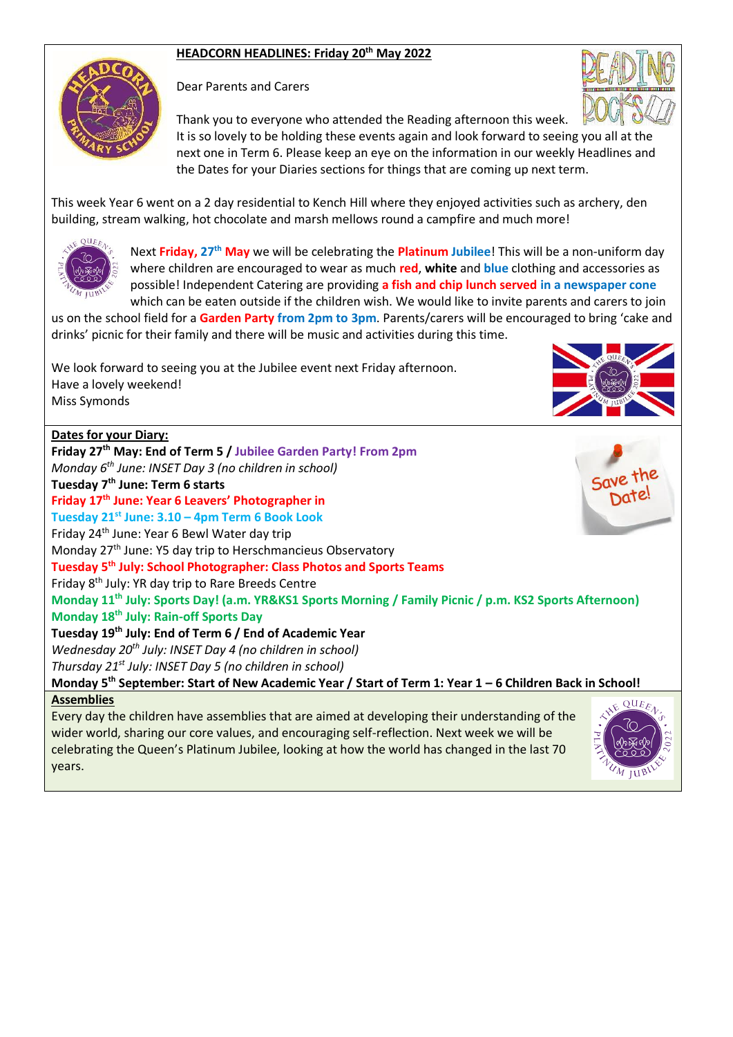# HEADCORN HEADLINES: Friday 20th May 2022

Dear Parents and Carers

Thank you to everyone who attended the Reading afternoon this week. It is so lovely to be holding these events again and look forward to seeing you all at the next one in Term 6. Please keep an eye on the information in our weekly Headlines and the Dates for your Diaries sections for things that are coming up next term.

This week Year 6 went on a 2 day residential to Kench Hill where they enjoyed activities such as archery, den building, stream walking, hot chocolate and marsh mellows round a campfire and much more!

Next **Friday, 27th May** we will be celebrating the **Platinum Jubilee**! This will be a non-uniform day where children are encouraged to wear as much **red**, **white** and **blue** clothing and accessories as possible! Independent Catering are providing **a fish and chip lunch served in a newspaper cone** which can be eaten outside if the children wish. We would like to invite parents and carers to join us on the school field for a **Garden Party from 2pm to 3pm**. Parents/carers will be encouraged to bring 'cake and drinks' picnic for their family and there will be music and activities during this time.

We look forward to seeing you at the Jubilee event next Friday afternoon.
Have a lovely weekend!
Miss Symonds

## Dates for your Diary:

**Friday 27th May: End of Term 5 / Jubilee Garden Party! From 2pm**
*Monday 6th June: INSET Day 3 (no children in school)*
**Tuesday 7th June: Term 6 starts**
**Friday 17th June: Year 6 Leavers' Photographer in**
**Tuesday 21st June: 3.10 – 4pm Term 6 Book Look**
Friday 24th June: Year 6 Bewl Water day trip
Monday 27th June: Y5 day trip to Herschmancieus Observatory
**Tuesday 5th July: School Photographer: Class Photos and Sports Teams**
Friday 8th July: YR day trip to Rare Breeds Centre
**Monday 11th July: Sports Day! (a.m. YR&KS1 Sports Morning / Family Picnic / p.m. KS2 Sports Afternoon)**
**Monday 18th July: Rain-off Sports Day**
**Tuesday 19th July: End of Term 6 / End of Academic Year**
*Wednesday 20th July: INSET Day 4 (no children in school)*
*Thursday 21st July: INSET Day 5 (no children in school)*
**Monday 5th September: Start of New Academic Year / Start of Term 1: Year 1 – 6 Children Back in School!**

## Assemblies

Every day the children have assemblies that are aimed at developing their understanding of the wider world, sharing our core values, and encouraging self-reflection. Next week we will be celebrating the Queen's Platinum Jubilee, looking at how the world has changed in the last 70 years.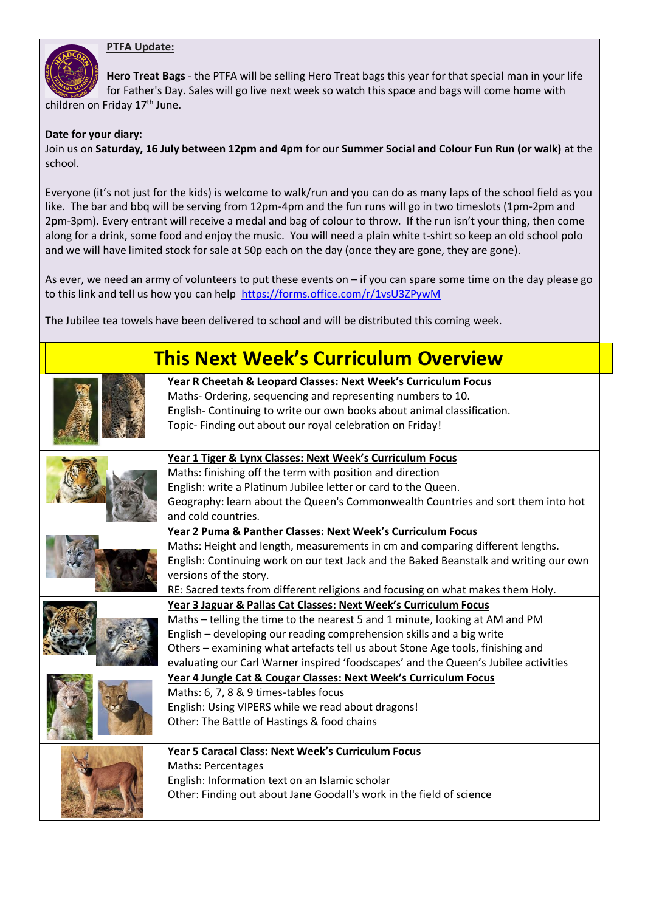**PTFA Update:**

**Hero Treat Bags** - the PTFA will be selling Hero Treat bags this year for that special man in your life for Father's Day. Sales will go live next week so watch this space and bags will come home with children on Friday 17th June.

**Date for your diary:**

Join us on **Saturday, 16 July between 12pm and 4pm** for our **Summer Social and Colour Fun Run (or walk)** at the school.

Everyone (it's not just for the kids) is welcome to walk/run and you can do as many laps of the school field as you like. The bar and bbq will be serving from 12pm-4pm and the fun runs will go in two timeslots (1pm-2pm and 2pm-3pm). Every entrant will receive a medal and bag of colour to throw. If the run isn't your thing, then come along for a drink, some food and enjoy the music. You will need a plain white t-shirt so keep an old school polo and we will have limited stock for sale at 50p each on the day (once they are gone, they are gone).

As ever, we need an army of volunteers to put these events on – if you can spare some time on the day please go to this link and tell us how you can help https://forms.office.com/r/1vsU3ZPywM

The Jubilee tea towels have been delivered to school and will be distributed this coming week.

## This Next Week's Curriculum Overview

**Year R Cheetah & Leopard Classes: Next Week's Curriculum Focus**

Maths- Ordering, sequencing and representing numbers to 10.
English- Continuing to write our own books about animal classification.
Topic- Finding out about our royal celebration on Friday!

**Year 1 Tiger & Lynx Classes: Next Week's Curriculum Focus**

Maths: finishing off the term with position and direction
English: write a Platinum Jubilee letter or card to the Queen.
Geography: learn about the Queen's Commonwealth Countries and sort them into hot and cold countries.

**Year 2 Puma & Panther Classes: Next Week's Curriculum Focus**

Maths: Height and length, measurements in cm and comparing different lengths.
English: Continuing work on our text Jack and the Baked Beanstalk and writing our own versions of the story.
RE: Sacred texts from different religions and focusing on what makes them Holy.

**Year 3 Jaguar & Pallas Cat Classes: Next Week's Curriculum Focus**

Maths – telling the time to the nearest 5 and 1 minute, looking at AM and PM
English – developing our reading comprehension skills and a big write
Others – examining what artefacts tell us about Stone Age tools, finishing and evaluating our Carl Warner inspired 'foodscapes' and the Queen's Jubilee activities

**Year 4 Jungle Cat & Cougar Classes: Next Week's Curriculum Focus**

Maths: 6, 7, 8 & 9 times-tables focus
English: Using VIPERS while we read about dragons!
Other: The Battle of Hastings & food chains

**Year 5 Caracal Class: Next Week's Curriculum Focus**

Maths: Percentages
English: Information text on an Islamic scholar
Other: Finding out about Jane Goodall's work in the field of science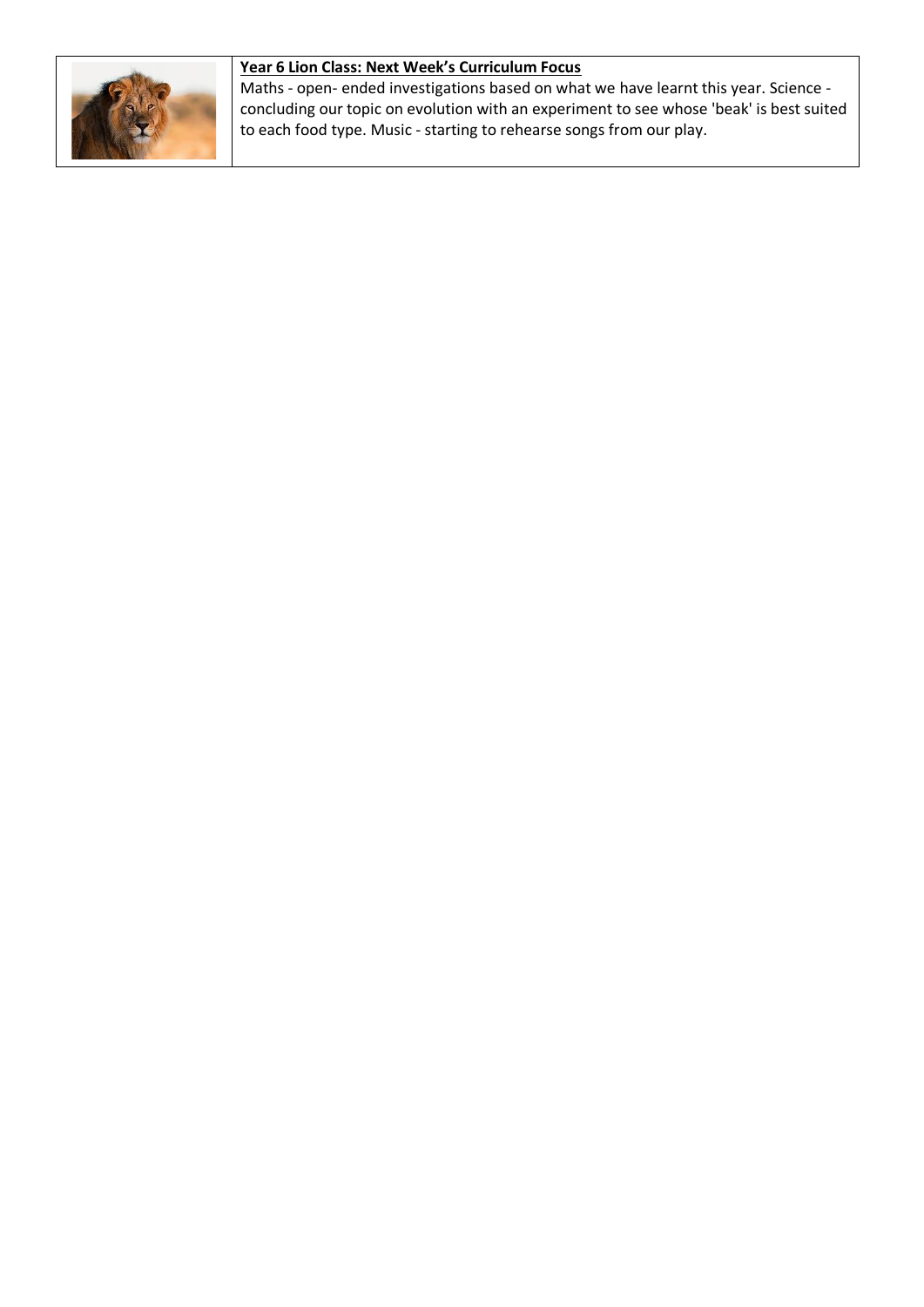**Year 6 Lion Class: Next Week's Curriculum Focus**

Maths - open- ended investigations based on what we have learnt this year. Science - concluding our topic on evolution with an experiment to see whose 'beak' is best suited to each food type. Music - starting to rehearse songs from our play.